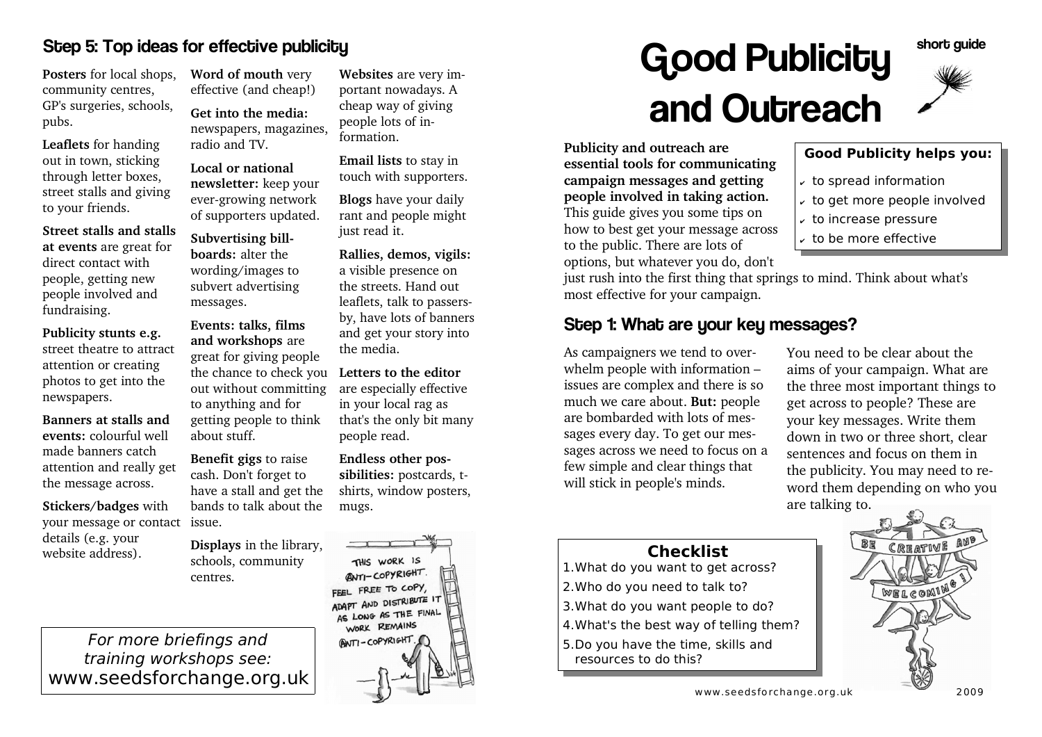# Good Publicity and Outreach

short guide

**Publicity and outreach are essential tools for communicating campaign messages and getting people involved in taking action.** This guide gives you some tips on how to best get your message across to the public. There are lots of options, but whatever you do, don't just rush into the first thing that springs to mind. Think about what's most effective for your campaign.

**Good Publicity helps you:**

- to spread information
- to get more people involved
- to increase pressure
- to be more effective

## Step 1: What are your key messages?

As campaigners we tend to overwhelm people with information – issues are complex and there is so much we care about. **But:** people are bombarded with lots of messages every day. To get our messages across we need to focus on a few simple and clear things that will stick in people's minds.

You need to be clear about the aims of your campaign. What are the three most important things to get across to people? These are your key messages. Write them down in two or three short, clear sentences and focus on them in the publicity. You may need to reword them depending on who you are talking to.

**Checklist**

1. What do you want to get across?
2. Who do you need to talk to?
3. What do you want people to do?
4. What's the best way of telling them?
5. Do you have the time, skills and resources to do this?

## Step 5: Top ideas for effective publicity

**Posters** for local shops, community centres, GP's surgeries, schools, pubs.

**Leaflets** for handing out in town, sticking through letter boxes, street stalls and giving to your friends.

**Street stalls and stalls at events** are great for direct contact with people, getting new people involved and fundraising.

**Publicity stunts e.g.** street theatre to attract attention or creating photos to get into the newspapers.

**Banners at stalls and events:** colourful well made banners catch attention and really get the message across.

**Stickers/badges** with your message or contact details (e.g. your website address).

**Word of mouth** very effective (and cheap!)

**Get into the media:** newspapers, magazines, radio and TV.

**Local or national newsletter:** keep your ever-growing network of supporters updated.

**Subvertising bill-boards:** alter the wording/images to subvert advertising messages.

**Events: talks, films and workshops** are great for giving people the chance to check you out without committing to anything and for getting people to think about stuff.

**Benefit gigs** to raise cash. Don't forget to have a stall and get the bands to talk about the issue.

**Displays** in the library, schools, community centres.

**Websites** are very important nowadays. A cheap way of giving people lots of information.

**Email lists** to stay in touch with supporters.

**Blogs** have your daily rant and people might just read it.

**Rallies, demos, vigils:** a visible presence on the streets. Hand out leaflets, talk to passers-by, have lots of banners and get your story into the media.

**Letters to the editor** are especially effective in your local rag as that's the only bit many people read.

**Endless other possibilities:** postcards, t-shirts, window posters, mugs.

*For more briefings and training workshops see:*
www.seedsforchange.org.uk

www.seedsforchange.org.uk 2009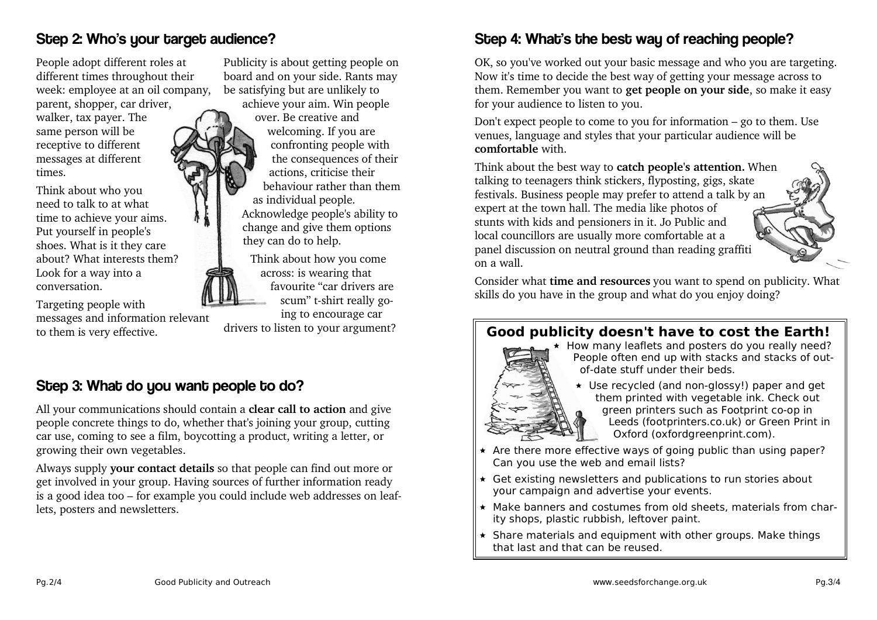## Step 2: Who's your target audience?

People adopt different roles at different times throughout their week: employee at an oil company, parent, shopper, car driver, walker, tax payer. The same person will be receptive to different messages at different times.

Think about who you need to talk to at what time to achieve your aims. Put yourself in people's shoes. What is it they care about? What interests them? Look for a way into a conversation.

Targeting people with messages and information relevant to them is very effective.

Publicity is about getting people on board and on your side. Rants may be satisfying but are unlikely to achieve your aim. Win people over. Be creative and welcoming. If you are confronting people with the consequences of their actions, criticise their behaviour rather than them as individual people. Acknowledge people's ability to change and give them options they can do to help.

Think about how you come across: is wearing that favourite "car drivers are scum" t-shirt really going to encourage car drivers to listen to your argument?

## Step 3: What do you want people to do?

All your communications should contain a **clear call to action** and give people concrete things to do, whether that's joining your group, cutting car use, coming to see a film, boycotting a product, writing a letter, or growing their own vegetables.

Always supply **your contact details** so that people can find out more or get involved in your group. Having sources of further information ready is a good idea too – for example you could include web addresses on leaflets, posters and newsletters.

## Step 4: What's the best way of reaching people?

OK, so you've worked out your basic message and who you are targeting. Now it's time to decide the best way of getting your message across to them. Remember you want to **get people on your side**, so make it easy for your audience to listen to you.

Don't expect people to come to you for information – go to them. Use venues, language and styles that your particular audience will be **comfortable** with.

Think about the best way to **catch people's attention.** When talking to teenagers think stickers, flyposting, gigs, skate festivals. Business people may prefer to attend a talk by an expert at the town hall. The media like photos of stunts with kids and pensioners in it. Jo Public and local councillors are usually more comfortable at a panel discussion on neutral ground than reading graffiti on a wall.

Consider what **time and resources** you want to spend on publicity. What skills do you have in the group and what do you enjoy doing?

### Good publicity doesn't have to cost the Earth!

- How many leaflets and posters do you really need? People often end up with stacks and stacks of out-of-date stuff under their beds.
- Use recycled (and non-glossy!) paper and get them printed with vegetable ink. Check out green printers such as Footprint co-op in Leeds (footprinters.co.uk) or Green Print in Oxford (oxfordgreenprint.com).
- Are there more effective ways of going public than using paper? Can you use the web and email lists?
- Get existing newsletters and publications to run stories about your campaign and advertise your events.
- Make banners and costumes from old sheets, materials from charity shops, plastic rubbish, leftover paint.
- Share materials and equipment with other groups. Make things that last and that can be reused.